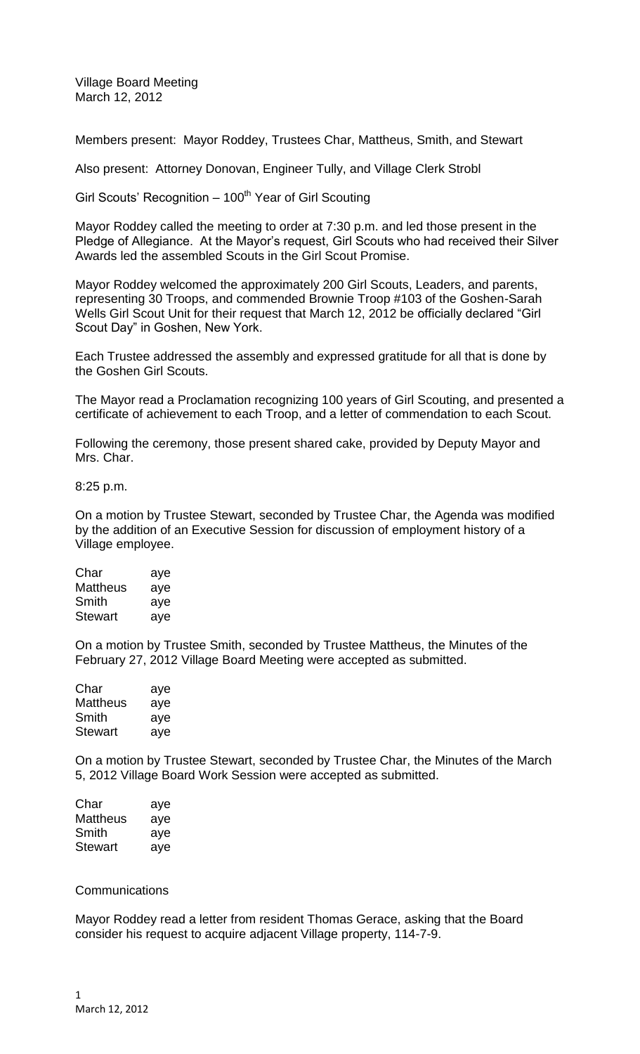Village Board Meeting
March 12, 2012

Members present: Mayor Roddey, Trustees Char, Mattheus, Smith, and Stewart

Also present: Attorney Donovan, Engineer Tully, and Village Clerk Strobl

Girl Scouts' Recognition – 100th Year of Girl Scouting

Mayor Roddey called the meeting to order at 7:30 p.m. and led those present in the Pledge of Allegiance. At the Mayor's request, Girl Scouts who had received their Silver Awards led the assembled Scouts in the Girl Scout Promise.

Mayor Roddey welcomed the approximately 200 Girl Scouts, Leaders, and parents, representing 30 Troops, and commended Brownie Troop #103 of the Goshen-Sarah Wells Girl Scout Unit for their request that March 12, 2012 be officially declared "Girl Scout Day" in Goshen, New York.

Each Trustee addressed the assembly and expressed gratitude for all that is done by the Goshen Girl Scouts.

The Mayor read a Proclamation recognizing 100 years of Girl Scouting, and presented a certificate of achievement to each Troop, and a letter of commendation to each Scout.

Following the ceremony, those present shared cake, provided by Deputy Mayor and Mrs. Char.

8:25 p.m.

On a motion by Trustee Stewart, seconded by Trustee Char, the Agenda was modified by the addition of an Executive Session for discussion of employment history of a Village employee.

| | |
|---|---|
| Char | aye |
| Mattheus | aye |
| Smith | aye |
| Stewart | aye |

On a motion by Trustee Smith, seconded by Trustee Mattheus, the Minutes of the February 27, 2012 Village Board Meeting were accepted as submitted.

| | |
|---|---|
| Char | aye |
| Mattheus | aye |
| Smith | aye |
| Stewart | aye |

On a motion by Trustee Stewart, seconded by Trustee Char, the Minutes of the March 5, 2012 Village Board Work Session were accepted as submitted.

| | |
|---|---|
| Char | aye |
| Mattheus | aye |
| Smith | aye |
| Stewart | aye |

Communications

Mayor Roddey read a letter from resident Thomas Gerace, asking that the Board consider his request to acquire adjacent Village property, 114-7-9.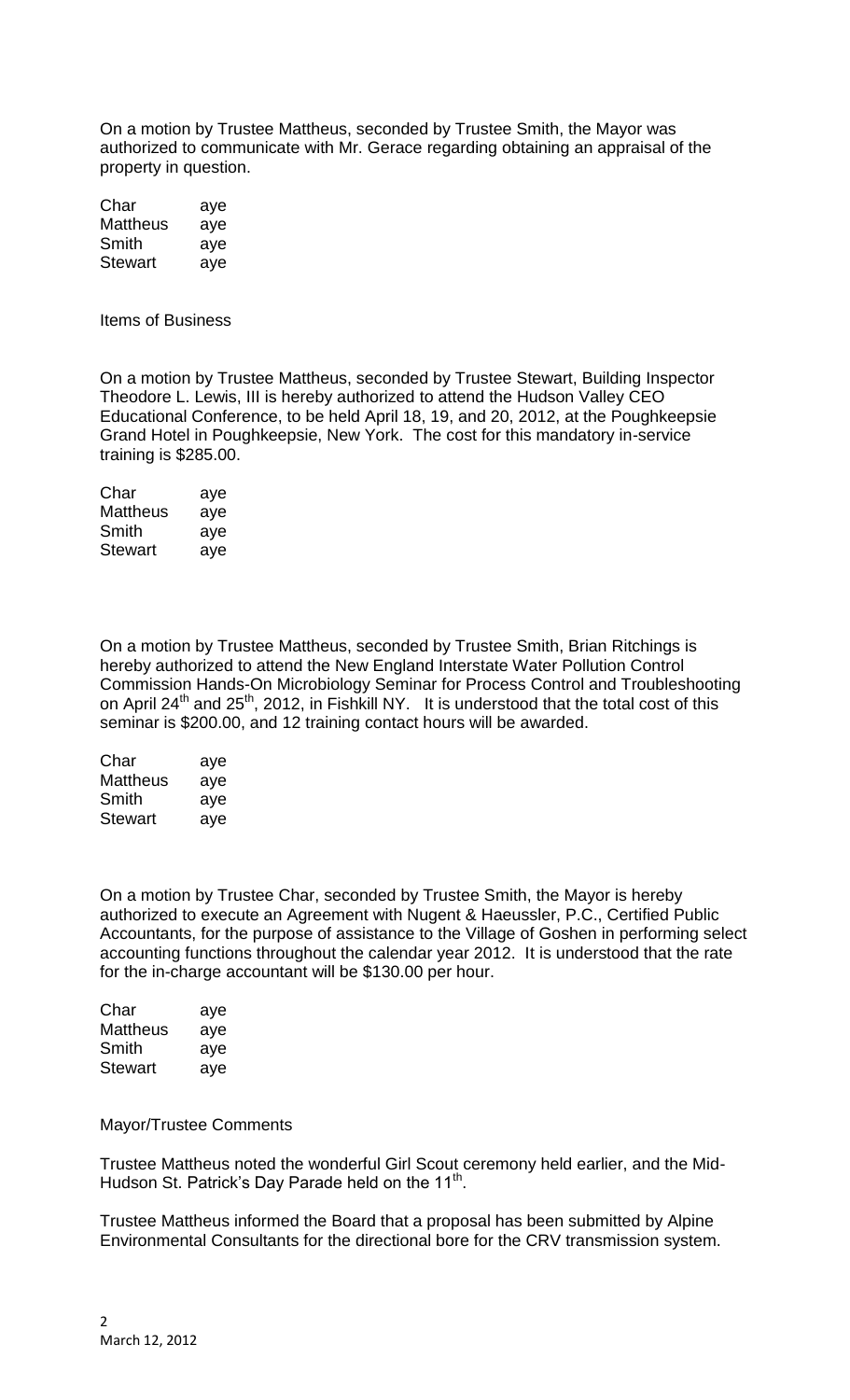On a motion by Trustee Mattheus, seconded by Trustee Smith, the Mayor was authorized to communicate with Mr. Gerace regarding obtaining an appraisal of the property in question.

| | |
|---|---|
| Char | aye |
| Mattheus | aye |
| Smith | aye |
| Stewart | aye |

Items of Business

On a motion by Trustee Mattheus, seconded by Trustee Stewart, Building Inspector Theodore L. Lewis, III is hereby authorized to attend the Hudson Valley CEO Educational Conference, to be held April 18, 19, and 20, 2012, at the Poughkeepsie Grand Hotel in Poughkeepsie, New York. The cost for this mandatory in-service training is $285.00.

| | |
|---|---|
| Char | aye |
| Mattheus | aye |
| Smith | aye |
| Stewart | aye |

On a motion by Trustee Mattheus, seconded by Trustee Smith, Brian Ritchings is hereby authorized to attend the New England Interstate Water Pollution Control Commission Hands-On Microbiology Seminar for Process Control and Troubleshooting on April 24th and 25th, 2012, in Fishkill NY. It is understood that the total cost of this seminar is $200.00, and 12 training contact hours will be awarded.

| | |
|---|---|
| Char | aye |
| Mattheus | aye |
| Smith | aye |
| Stewart | aye |

On a motion by Trustee Char, seconded by Trustee Smith, the Mayor is hereby authorized to execute an Agreement with Nugent & Haeussler, P.C., Certified Public Accountants, for the purpose of assistance to the Village of Goshen in performing select accounting functions throughout the calendar year 2012. It is understood that the rate for the in-charge accountant will be $130.00 per hour.

| | |
|---|---|
| Char | aye |
| Mattheus | aye |
| Smith | aye |
| Stewart | aye |

Mayor/Trustee Comments

Trustee Mattheus noted the wonderful Girl Scout ceremony held earlier, and the Mid-Hudson St. Patrick's Day Parade held on the 11th.

Trustee Mattheus informed the Board that a proposal has been submitted by Alpine Environmental Consultants for the directional bore for the CRV transmission system.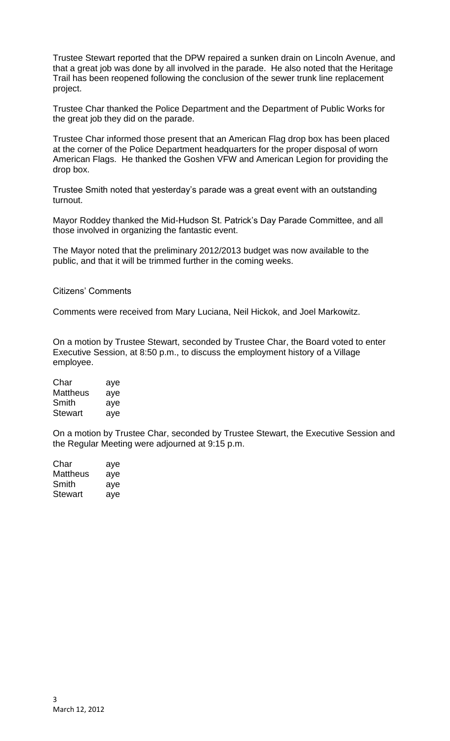Trustee Stewart reported that the DPW repaired a sunken drain on Lincoln Avenue, and that a great job was done by all involved in the parade. He also noted that the Heritage Trail has been reopened following the conclusion of the sewer trunk line replacement project.

Trustee Char thanked the Police Department and the Department of Public Works for the great job they did on the parade.

Trustee Char informed those present that an American Flag drop box has been placed at the corner of the Police Department headquarters for the proper disposal of worn American Flags. He thanked the Goshen VFW and American Legion for providing the drop box.

Trustee Smith noted that yesterday's parade was a great event with an outstanding turnout.

Mayor Roddey thanked the Mid-Hudson St. Patrick's Day Parade Committee, and all those involved in organizing the fantastic event.

The Mayor noted that the preliminary 2012/2013 budget was now available to the public, and that it will be trimmed further in the coming weeks.

Citizens' Comments

Comments were received from Mary Luciana, Neil Hickok, and Joel Markowitz.

On a motion by Trustee Stewart, seconded by Trustee Char, the Board voted to enter Executive Session, at 8:50 p.m., to discuss the employment history of a Village employee.

| | |
|---|---|
| Char | aye |
| Mattheus | aye |
| Smith | aye |
| Stewart | aye |

On a motion by Trustee Char, seconded by Trustee Stewart, the Executive Session and the Regular Meeting were adjourned at 9:15 p.m.

| | |
|---|---|
| Char | aye |
| Mattheus | aye |
| Smith | aye |
| Stewart | aye |